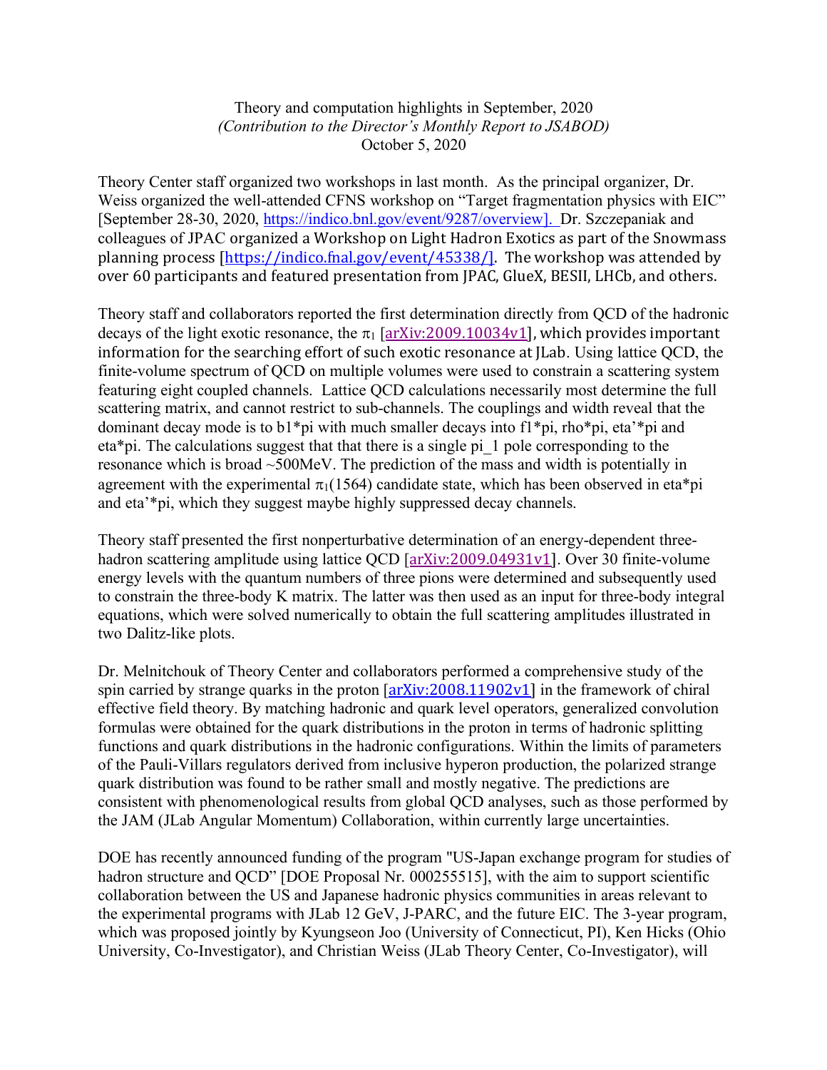Theory and computation highlights in September, 2020
*(Contribution to the Director's Monthly Report to JSABOD)*
October 5, 2020

Theory Center staff organized two workshops in last month. As the principal organizer, Dr. Weiss organized the well-attended CFNS workshop on "Target fragmentation physics with EIC" [September 28-30, 2020, https://indico.bnl.gov/event/9287/overview]. Dr. Szczepaniak and colleagues of JPAC organized a Workshop on Light Hadron Exotics as part of the Snowmass planning process [https://indico.fnal.gov/event/45338/]. The workshop was attended by over 60 participants and featured presentation from JPAC, GlueX, BESII, LHCb, and others.

Theory staff and collaborators reported the first determination directly from QCD of the hadronic decays of the light exotic resonance, the $\pi_1$ [arXiv:2009.10034v1], which provides important information for the searching effort of such exotic resonance at JLab. Using lattice QCD, the finite-volume spectrum of QCD on multiple volumes were used to constrain a scattering system featuring eight coupled channels. Lattice QCD calculations necessarily most determine the full scattering matrix, and cannot restrict to sub-channels. The couplings and width reveal that the dominant decay mode is to b1*pi with much smaller decays into f1*pi, rho*pi, eta'*pi and eta*pi. The calculations suggest that that there is a single pi_1 pole corresponding to the resonance which is broad ~500MeV. The prediction of the mass and width is potentially in agreement with the experimental $\pi_1(1564)$ candidate state, which has been observed in eta*pi and eta'*pi, which they suggest maybe highly suppressed decay channels.

Theory staff presented the first nonperturbative determination of an energy-dependent three-hadron scattering amplitude using lattice QCD [arXiv:2009.04931v1]. Over 30 finite-volume energy levels with the quantum numbers of three pions were determined and subsequently used to constrain the three-body K matrix. The latter was then used as an input for three-body integral equations, which were solved numerically to obtain the full scattering amplitudes illustrated in two Dalitz-like plots.

Dr. Melnitchouk of Theory Center and collaborators performed a comprehensive study of the spin carried by strange quarks in the proton [arXiv:2008.11902v1] in the framework of chiral effective field theory. By matching hadronic and quark level operators, generalized convolution formulas were obtained for the quark distributions in the proton in terms of hadronic splitting functions and quark distributions in the hadronic configurations. Within the limits of parameters of the Pauli-Villars regulators derived from inclusive hyperon production, the polarized strange quark distribution was found to be rather small and mostly negative. The predictions are consistent with phenomenological results from global QCD analyses, such as those performed by the JAM (JLab Angular Momentum) Collaboration, within currently large uncertainties.

DOE has recently announced funding of the program "US-Japan exchange program for studies of hadron structure and QCD" [DOE Proposal Nr. 000255515], with the aim to support scientific collaboration between the US and Japanese hadronic physics communities in areas relevant to the experimental programs with JLab 12 GeV, J-PARC, and the future EIC. The 3-year program, which was proposed jointly by Kyungseon Joo (University of Connecticut, PI), Ken Hicks (Ohio University, Co-Investigator), and Christian Weiss (JLab Theory Center, Co-Investigator), will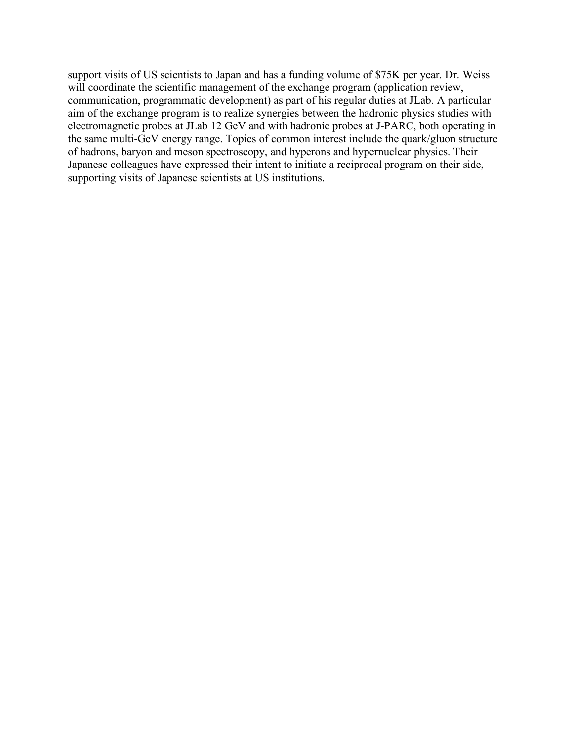support visits of US scientists to Japan and has a funding volume of $75K per year. Dr. Weiss will coordinate the scientific management of the exchange program (application review, communication, programmatic development) as part of his regular duties at JLab. A particular aim of the exchange program is to realize synergies between the hadronic physics studies with electromagnetic probes at JLab 12 GeV and with hadronic probes at J-PARC, both operating in the same multi-GeV energy range. Topics of common interest include the quark/gluon structure of hadrons, baryon and meson spectroscopy, and hyperons and hypernuclear physics. Their Japanese colleagues have expressed their intent to initiate a reciprocal program on their side, supporting visits of Japanese scientists at US institutions.